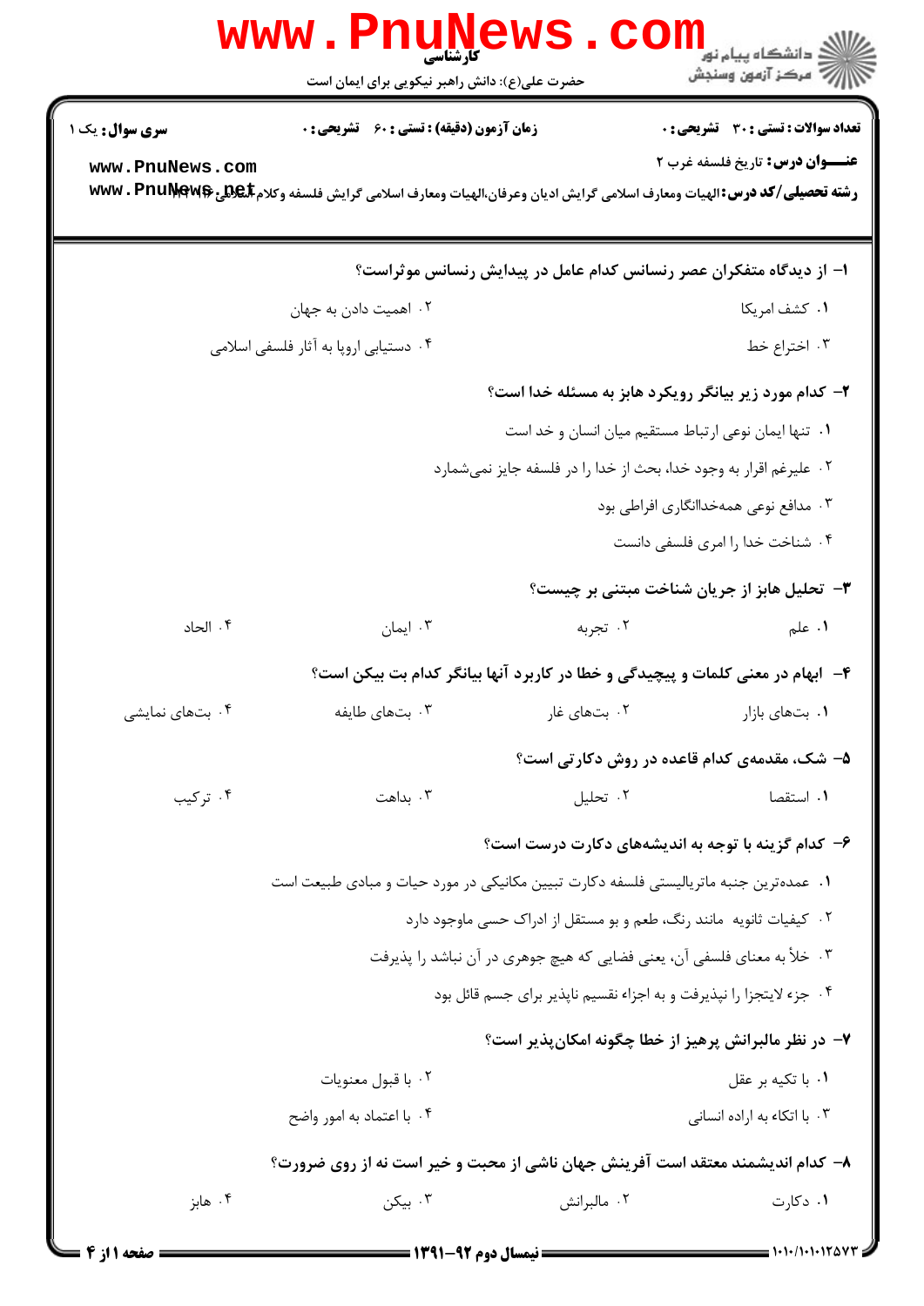کارشناسی

حضرت علی(ع): دانش راهبر نیکویی برای ایمان است

دانشگاه پیام نور
مرکز آزمون وسنجش

**سری سوال:** یک ۱

**زمان آزمون (دقیقه) : تستی : ۶۰ تشریحی : ۰**

**تعداد سوالات : تستی : ۳۰ تشریحی : ۰**

**عنـــوان درس:** تاریخ فلسفه غرب ۲

**رشته تحصیلی/کد درس:** الهیات ومعارف اسلامی گرایش ادیان وعرفان،الهیات ومعارف اسلامی گرایش فلسفه وکلام اسلامی ۱۲۲۰۴۳

**۱- از دیدگاه متفکران عصر رنسانس کدام عامل در پیدایش رنسانس موثراست؟**

۱. کشف امریکا

۲. اهمیت دادن به جهان

۳. اختراع خط

۴. دستیابی اروپا به آثار فلسفی اسلامی

**۲- کدام مورد زیر بیانگر رویکرد هابز به مسئله خدا است؟**

۱. تنها ایمان نوعی ارتباط مستقیم میان انسان و خد است

۲. علیرغم اقرار به وجود خدا، بحث از خدا را در فلسفه جایز نمی‌شمارد

۳. مدافع نوعی همه‌خداانگاری افراطی بود

۴. شناخت خدا را امری فلسفی دانست

**۳- تحلیل هابز از جریان شناخت مبتنی بر چیست؟**

۱. علم

۲. تجربه

۳. ایمان

۴. الحاد

**۴- ابهام در معنی کلمات و پیچیدگی و خطا در کاربرد آنها بیانگر کدام بت بیکن است؟**

۱. بت‌های بازار

۲. بت‌های غار

۳. بت‌های طایفه

۴. بت‌های نمایشی

**۵- شک، مقدمه‌ی کدام قاعده در روش دکارتی است؟**

۱. استقصا

۲. تحلیل

۳. بداهت

۴. ترکیب

**۶- کدام گزینه با توجه به اندیشه‌های دکارت درست است؟**

۱. عمده‌ترین جنبه ماتریالیستی فلسفه دکارت تبیین مکانیکی در مورد حیات و مبادی طبیعت است

۲. کیفیات ثانویه مانند رنگ، طعم و بو مستقل از ادراک حسی ماوجود دارد

۳. خلأ به معنای فلسفی آن، یعنی فضایی که هیچ جوهری در آن نباشد را پذیرفت

۴. جزء لایتجزا را نپذیرفت و به اجزاء نقسیم ناپذیر برای جسم قائل بود

**۷- در نظر مالبرانش پرهیز از خطا چگونه امکان‌پذیر است؟**

۱. با تکیه بر عقل

۲. با قبول معنویات

۳. با اتکاء به اراده انسانی

۴. با اعتماد به امور واضح

**۸- کدام اندیشمند معتقد است آفرینش جهان ناشی از محبت و خیر است نه از روی ضرورت؟**

۱. دکارت

۲. مالبرانش

۳. بیکن

۴. هابز

نیمسال دوم ۹۲-۱۳۹۱

۱۰۱۰/۱۰۱۰۱۲۵۷۳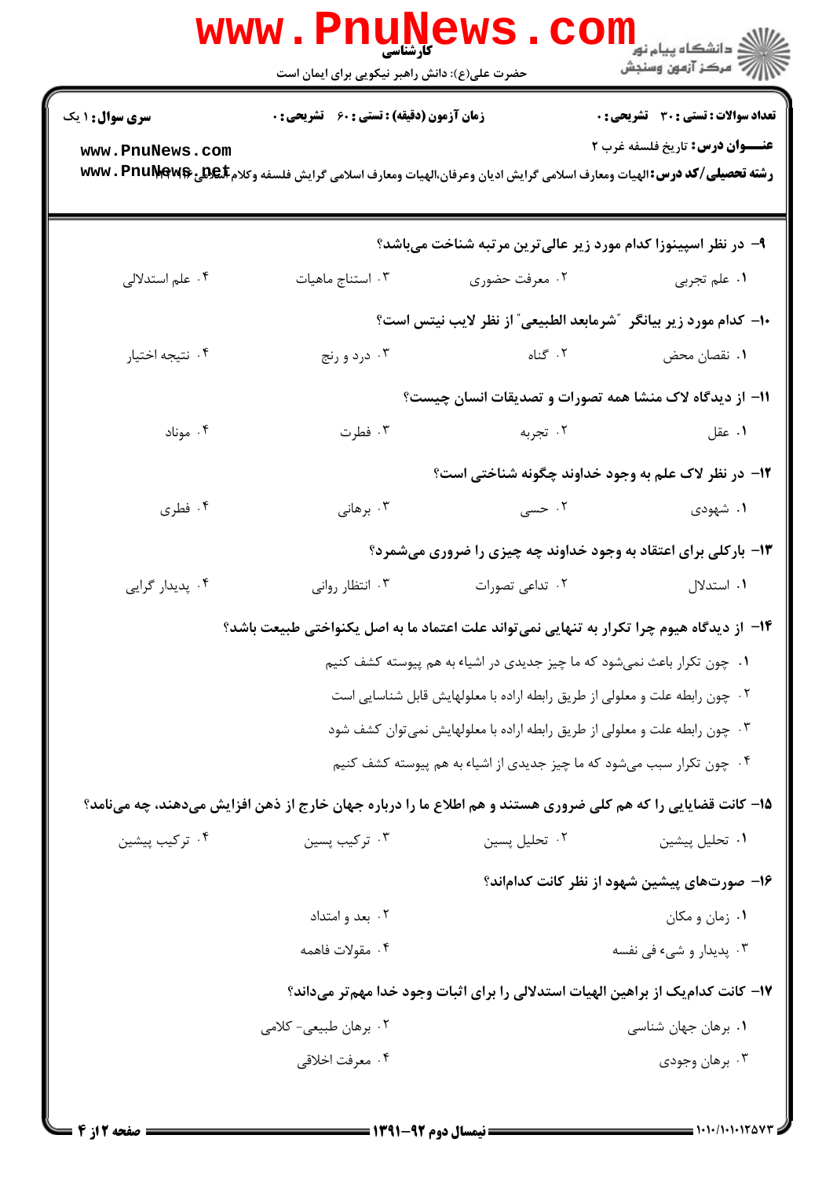کارشناسی

حضرت علی(ع): دانش راهبر نیکویی برای ایمان است

**سری سوال:** ۱ یک | **زمان آزمون (دقیقه) : تستی :** ۶۰ **تشریحی :** ۰ | **تعداد سوالات : تستی :** ۳۰ **تشریحی :** ۰

**عنـــوان درس:** تاریخ فلسفه غرب ۲

**رشته تحصیلی/کد درس:** الهیات ومعارف اسلامی گرایش ادیان وعرفان،الهیات ومعارف اسلامی گرایش فلسفه وکلام اسلامی ۱۲۲۰۲۶۲

**۹- در نظر اسپینوزا کدام مورد زیر عالی‌ترین مرتبه شناخت می‌باشد؟**

۱. علم تجربی
۲. معرفت حضوری
۳. استناج ماهیات
۴. علم استدلالی

**۱۰- کدام مورد زیر بیانگر "شرمابعد الطبیعی" از نظر لایب نیتس است؟**

۱. نقصان محض
۲. گناه
۳. درد و رنج
۴. نتیجه اختیار

**۱۱- از دیدگاه لاک منشا همه تصورات و تصدیقات انسان چیست؟**

۱. عقل
۲. تجربه
۳. فطرت
۴. موناد

**۱۲- در نظر لاک علم به وجود خداوند چگونه شناختی است؟**

۱. شهودی
۲. حسی
۳. برهانی
۴. فطری

**۱۳- بارکلی برای اعتقاد به وجود خداوند چه چیزی را ضروری می‌شمرد؟**

۱. استدلال
۲. تداعی تصورات
۳. انتظار روانی
۴. پدیدار گرایی

**۱۴- از دیدگاه هیوم چرا تکرار به تنهایی نمی‌تواند علت اعتماد ما به اصل یکنواختی طبیعت باشد؟**

۱. چون تکرار باعث نمی‌شود که ما چیز جدیدی در اشیاء به هم پیوسته کشف کنیم
۲. چون رابطه علت و معلولی از طریق رابطه اراده با معلولهایش قابل شناسایی است
۳. چون رابطه علت و معلولی از طریق رابطه اراده با معلولهایش نمی‌توان کشف شود
۴. چون تکرار سبب می‌شود که ما چیز جدیدی از اشیاء به هم پیوسته کشف کنیم

**۱۵- کانت قضایایی را که هم کلی ضروری هستند و هم اطلاع ما را درباره جهان خارج از ذهن افزایش می‌دهند، چه می‌نامد؟**

۱. تحلیل پیشین
۲. تحلیل پسین
۳. ترکیب پسین
۴. ترکیب پیشین

**۱۶- صورت‌های پیشین شهود از نظر کانت کدام‌اند؟**

۱. زمان و مکان
۲. بعد و امتداد
۳. پدیدار و شیء فی نفسه
۴. مقولات فاهمه

**۱۷- کانت کدام‌یک از براهین الهیات استدلالی را برای اثبات وجود خدا مهم‌تر می‌داند؟**

۱. برهان جهان شناسی
۲. برهان طبیعی- کلامی
۳. برهان وجودی
۴. معرفت اخلاقی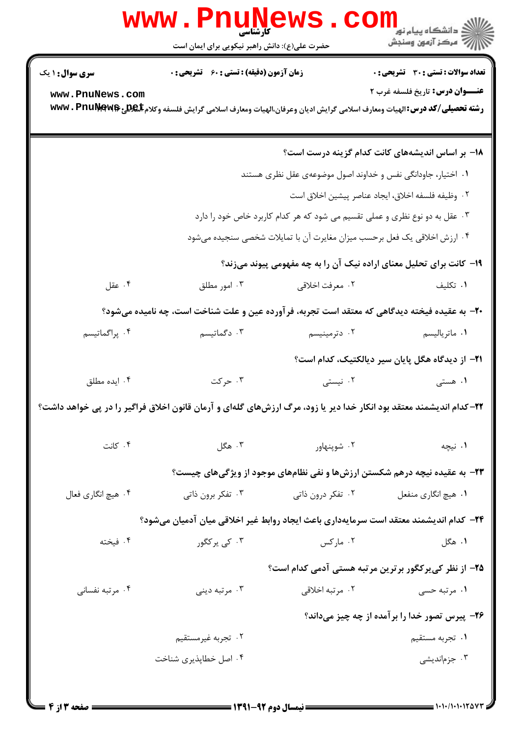**سری سوال:** ۱ یک

**زمان آزمون (دقیقه) : تستی :** ۶۰ **تشریحی :** ۰

**تعداد سوالات : تستی :** ۳۰ **تشریحی :** ۰

**عنـــوان درس:** تاریخ فلسفه غرب ۲

**رشته تحصیلی/کد درس:** الهیات ومعارف اسلامی گرایش ادیان وعرفان،الهیات ومعارف اسلامی گرایش فلسفه وکلام اسلامی ۱۲۲۰۲۲

۱۸- بر اساس اندیشه‌های کانت کدام گزینه درست است؟

۱. اختیار، جاودانگی نفس و خداوند اصول موضوعه‌ی عقل نظری هستند

۲. وظیفه فلسفه اخلاق، ایجاد عناصر پیشین اخلاق است

۳. عقل به دو نوع نظری و عملی تقسیم می شود که هر کدام کاربرد خاص خود را دارد

۴. ارزش اخلاقی یک فعل برحسب میزان مغایرت آن با تمایلات شخصی سنجیده می‌شود

۱۹- کانت برای تحلیل معنای اراده نیک آن را به چه مفهومی پیوند می‌زند؟

۱. تکلیف
۲. معرفت اخلاقی
۳. امور مطلق
۴. عقل

۲۰- به عقیده فیخته دیدگاهی که معتقد است تجربه، فرآورده عین و علت شناخت است، چه نامیده می‌شود؟

۱. ماتریالیسم
۲. دترمینیسم
۳. دگماتیسم
۴. پراگماتیسم

۲۱- از دیدگاه هگل پایان سیر دیالکتیک، کدام است؟

۱. هستی
۲. نیستی
۳. حرکت
۴. ایده مطلق

۲۲- کدام اندیشمند معتقد بود انکار خدا دیر یا زود، مرگ ارزش‌های گله‌ای و آرمان قانون اخلاق فراگیر را در پی خواهد داشت؟

۱. نیچه
۲. شوپنهاور
۳. هگل
۴. کانت

۲۳- به عقیده نیچه درهم شکستن ارزش‌ها و نفی نظام‌های موجود از ویژگی‌های چیست؟

۱. هیچ انگاری منفعل
۲. تفکر درون ذاتی
۳. تفکر برون ذاتی
۴. هیچ انگاری فعال

۲۴- کدام اندیشمند معتقد است سرمایه‌داری باعث ایجاد روابط غیر اخلاقی میان آدمیان می‌شود؟

۱. هگل
۲. مارکس
۳. کی یرکگور
۴. فیخته

۲۵- از نظر کی‌یرکگور برترین مرتبه هستی آدمی کدام است؟

۱. مرتبه حسی
۲. مرتبه اخلاقی
۳. مرتبه دینی
۴. مرتبه نفسانی

۲۶- پیرس تصور خدا را برآمده از چه چیز می‌داند؟

۱. تجربه مستقیم
۲. تجربه غیرمستقیم
۳. جزم‌اندیشی
۴. اصل خطاپذیری شناخت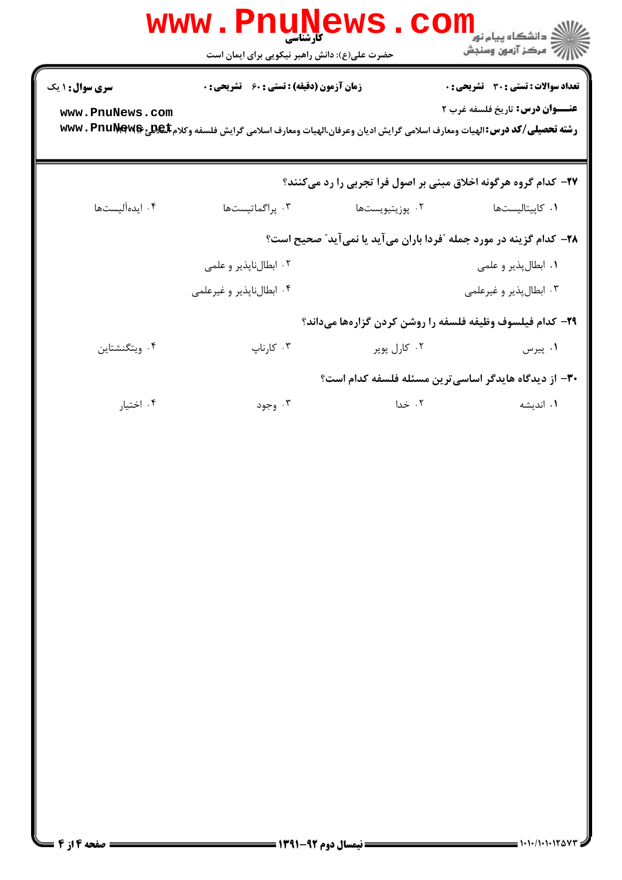**کارشناسی**

حضرت علی(ع): دانش راهبر نیکویی برای ایمان است

دانشگاه پیام نور
مرکز آزمون وسنجش

**سری سوال:** ۱ یک

**زمان آزمون (دقیقه) : تستی :** ۶۰ **تشریحی :** ۰

**تعداد سوالات : تستی :** ۳۰ **تشریحی :** ۰

**عنـــوان درس:** تاریخ فلسفه غرب ۲

**رشته تحصیلی/کد درس:** الهیات ومعارف اسلامی گرایش ادیان وعرفان،الهیات ومعارف اسلامی گرایش فلسفه وکلام اسلامی ۱۲۲۰۲۷۴

**۲۷- کدام گروه هرگونه اخلاق مبنی بر اصول فرا تجربی را رد می‌کنند؟**

۱. کاپیتالیستها
۲. پوزیتیویستها
۳. پراگماتیستها
۴. ایده‌آلیستها

**۲۸- کدام گزینه در مورد جمله "فردا باران می‌آید یا نمی‌آید" صحیح است؟**

۱. ابطال‌پذیر و علمی
۲. ابطال‌ناپذیر و علمی
۳. ابطال‌پذیر و غیرعلمی
۴. ابطال‌ناپذیر و غیرعلمی

**۲۹- کدام فیلسوف وظیفه فلسفه را روشن کردن گزاره‌ها می‌داند؟**

۱. پیرس
۲. کارل پوپر
۳. کارناپ
۴. ویتگنشتاین

**۳۰- از دیدگاه هایدگر اساسی‌ترین مسئله فلسفه کدام است؟**

۱. اندیشه
۲. خدا
۳. وجود
۴. اختیار

نیمسال دوم ۹۲-۱۳۹۱

۱۰۱۰/۱۰۱۰۱۲۵۷۳